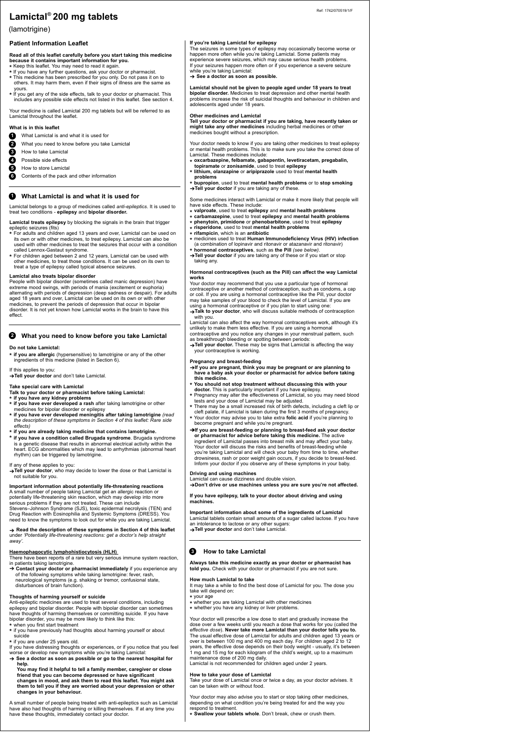# Lamictal® 200 mg tablets

(lamotrigine)

## Patient Information Leaflet

**Read all of this leaflet carefully before you start taking this medicine because it contains important information for you.**

- Keep this leaflet. You may need to read it again.
- If you have any further questions, ask your doctor or pharmacist.
- This medicine has been prescribed for you only. Do not pass it on to others. It may harm them, even if their signs of illness are the same as yours.
- If you get any of the side effects, talk to your doctor or pharmacist. This includes any possible side effects not listed in this leaflet. See section 4.

Your medicine is called Lamictal 200 mg tablets but will be referred to as Lamictal throughout the leaflet.

**What is in this leaflet**

1. What Lamictal is and what it is used for
2. What you need to know before you take Lamictal
3. How to take Lamictal
4. Possible side effects
5. How to store Lamictal
6. Contents of the pack and other information

## 1 What Lamictal is and what it is used for

Lamictal belongs to a group of medicines called *anti-epileptics*. It is used to treat two conditions - **epilepsy** and **bipolar disorder.**

**Lamictal treats epilepsy** by blocking the signals in the brain that trigger epileptic seizures (fits)

- For adults and children aged 13 years and over, Lamictal can be used on its own or with other medicines, to treat epilepsy. Lamictal can also be used with other medicines to treat the seizures that occur with a condition called Lennox-Gastaut syndrome.
- For children aged between 2 and 12 years, Lamictal can be used with other medicines, to treat those conditions. It can be used on its own to treat a type of epilepsy called typical absence seizures.

**Lamictal also treats bipolar disorder**

People with bipolar disorder (sometimes called manic depression) have extreme mood swings, with periods of mania (excitement or euphoria) alternating with periods of depression (deep sadness or despair). For adults aged 18 years and over, Lamictal can be used on its own or with other medicines, to prevent the periods of depression that occur in bipolar disorder. It is not yet known how Lamictal works in the brain to have this effect.

## 2 What you need to know before you take Lamictal

**Do not take Lamictal:**

- **if you are allergic** (hypersensitive) to lamotrigine or any of the other ingredients of this medicine (listed in Section 6).

If this applies to you:

→ **Tell your doctor** and don't take Lamictal.

**Take special care with Lamictal**

**Talk to your doctor or pharmacist before taking Lamictal:**

- **if you have any kidney problems**
- **if you have ever developed a rash** after taking lamotrigine or other medicines for bipolar disorder or epilepsy
- **if you have ever developed meningitis after taking lamotrigine** *(read the description of these symptoms in Section 4 of this leaflet: Rare side effects)*
- **if you are already taking medicine that contains lamotrigine.**
- **if you have a condition called Brugada syndrome**. Brugada syndrome is a genetic disease that results in abnormal electrical activity within the heart. ECG abnormalities which may lead to arrhythmias (abnormal heart rhythm) can be triggered by lamotrigine.

If any of these applies to you:

→ **Tell your doctor**, who may decide to lower the dose or that Lamictal is not suitable for you.

**Important information about potentially life-threatening reactions**

A small number of people taking Lamictal get an allergic reaction or potentially life-threatening skin reaction, which may develop into more serious problems if they are not treated. These can include Stevens–Johnson Syndrome (SJS), toxic epidermal necrolysis (TEN) and Drug Reaction with Eosinophilia and Systemic Symptoms (DRESS). You need to know the symptoms to look out for while you are taking Lamictal.

→ **Read the description of these symptoms in Section 4 of this leaflet** under *'Potentially life-threatening reactions: get a doctor's help straight away'*.

**Haemophagocytic lymphohistiocytosis (HLH)**

There have been reports of a rare but very serious immune system reaction, in patients taking lamotrigine.

→ **Contact your doctor or pharmacist immediately** if you experience any of the following symptoms while taking lamotrigine: fever, rash, neurological symptoms (e.g. shaking or tremor, confusional state, disturbances of brain function).

**Thoughts of harming yourself or suicide**

Anti-epileptic medicines are used to treat several conditions, including epilepsy and bipolar disorder. People with bipolar disorder can sometimes have thoughts of harming themselves or committing suicide. If you have bipolar disorder, you may be more likely to think like this:

- when you first start treatment
- if you have previously had thoughts about harming yourself or about suicide
- if you are under 25 years old.

If you have distressing thoughts or experiences, or if you notice that you feel worse or develop new symptoms while you're taking Lamictal:

→ **See a doctor as soon as possible or go to the nearest hospital for help.**
**You may find it helpful to tell a family member, caregiver or close friend that you can become depressed or have significant changes in mood, and ask them to read this leaflet. You might ask them to tell you if they are worried about your depression or other changes in your behaviour.**

A small number of people being treated with anti-epileptics such as Lamictal have also had thoughts of harming or killing themselves. If at any time you have these thoughts, immediately contact your doctor.

**If you're taking Lamictal for epilepsy**

The seizures in some types of epilepsy may occasionally become worse or happen more often while you're taking Lamictal. Some patients may experience severe seizures, which may cause serious health problems. If your seizures happen more often or if you experience a severe seizure while you're taking Lamictal:

→ **See a doctor as soon as possible.**

**Lamictal should not be given to people aged under 18 years to treat bipolar disorder.** Medicines to treat depression and other mental health problems increase the risk of suicidal thoughts and behaviour in children and adolescents aged under 18 years.

**Other medicines and Lamictal**

**Tell your doctor or pharmacist if you are taking, have recently taken or might take any other medicines** including herbal medicines or other medicines bought without a prescription.

Your doctor needs to know if you are taking other medicines to treat epilepsy or mental health problems. This is to make sure you take the correct dose of Lamictal. These medicines include:

- **oxcarbazepine, felbamate, gabapentin, levetiracetam, pregabalin, topiramate** or **zonisamide**, used to treat **epilepsy**
- **lithium, olanzapine** or **aripiprazole** used to treat **mental health problems**
- **bupropion**, used to treat **mental health problems** or to **stop smoking**

→ **Tell your doctor** if you are taking any of these.

Some medicines interact with Lamictal or make it more likely that people will have side effects. These include:

- **valproate**, used to treat **epilepsy** and **mental health problems**
- **carbamazepine**, used to treat **epilepsy** and **mental health problems**
- **phenytoin, primidone** or **phenobarbitone**, used to treat **epilepsy**
- **risperidone**, used to treat **mental health problems**
- **rifampicin**, which is an **antibiotic**
- medicines used to treat **Human Immunodeficiency Virus (HIV) infection** (a combination of lopinavir and ritonavir or atazanavir and ritonavir)
- **hormonal contraceptives**, such as **the Pill** *(see below)*.

→ **Tell your doctor** if you are taking any of these or if you start or stop taking any.

**Hormonal contraceptives (such as the Pill) can affect the way Lamictal works**

Your doctor may recommend that you use a particular type of hormonal contraceptive or another method of contraception, such as condoms, a cap or coil. If you are using a hormonal contraceptive like the Pill, your doctor may take samples of your blood to check the level of Lamictal. If you are using a hormonal contraceptive or if you plan to start using one:

→ **Talk to your doctor**, who will discuss suitable methods of contraception with you.

Lamictal can also affect the way hormonal contraceptives work, although it's unlikely to make them less effective. If you are using a hormonal contraceptive and you notice any changes in your menstrual pattern, such as breakthrough bleeding or spotting between periods:

→ **Tell your doctor.** These may be signs that Lamictal is affecting the way your contraceptive is working.

**Pregnancy and breast-feeding**

→ **If you are pregnant, think you may be pregnant or are planning to have a baby ask your doctor or pharmacist for advice before taking this medicine.**

- **You should not stop treatment without discussing this with your doctor.** This is particularly important if you have epilepsy.
- Pregnancy may alter the effectiveness of Lamictal, so you may need blood tests and your dose of Lamictal may be adjusted.
- There may be a small increased risk of birth defects, including a cleft lip or cleft palate, if Lamictal is taken during the first 3 months of pregnancy.
- Your doctor may advise you to take extra **folic acid** if you're planning to become pregnant and while you're pregnant.

→ **If you are breast-feeding or planning to breast-feed ask your doctor or pharmacist for advice before taking this medicine.** The active ingredient of Lamictal passes into breast milk and may affect your baby. Your doctor will discuss the risks and benefits of breast-feeding while you're taking Lamictal and will check your baby from time to time, whether drowsiness, rash or poor weight gain occurs, if you decide to breast-feed. Inform your doctor if you observe any of these symptoms in your baby.

**Driving and using machines**

Lamictal can cause dizziness and double vision.

→ **Don't drive or use machines unless you are sure you're not affected.**

**If you have epilepsy, talk to your doctor about driving and using machines.**

**Important information about some of the ingredients of Lamictal**

Lamictal tablets contain small amounts of a sugar called lactose. If you have an intolerance to lactose or any other sugars:

→ **Tell your doctor** and don't take Lamictal.

## 3 How to take Lamictal

**Always take this medicine exactly as your doctor or pharmacist has told you.** Check with your doctor or pharmacist if you are not sure.

**How much Lamictal to take**

It may take a while to find the best dose of Lamictal for you. The dose you take will depend on:

- your age
- whether you are taking Lamictal with other medicines
- whether you have any kidney or liver problems.

Your doctor will prescribe a low dose to start and gradually increase the dose over a few weeks until you reach a dose that works for you (called the *effective dose*). **Never take more Lamictal than your doctor tells you to.** The usual effective dose of Lamictal for adults and children aged 13 years or over is between 100 mg and 400 mg each day. For children aged 2 to 12 years, the effective dose depends on their body weight - usually, it's between 1 mg and 15 mg for each kilogram of the child's weight, up to a maximum maintenance dose of 200 mg daily.

Lamictal is not recommended for children aged under 2 years.

**How to take your dose of Lamictal**

Take your dose of Lamictal once or twice a day, as your doctor advises. It can be taken with or without food.

Your doctor may also advise you to start or stop taking other medicines, depending on what condition you're being treated for and the way you respond to treatment.

- **Swallow your tablets whole**. Don't break, chew or crush them.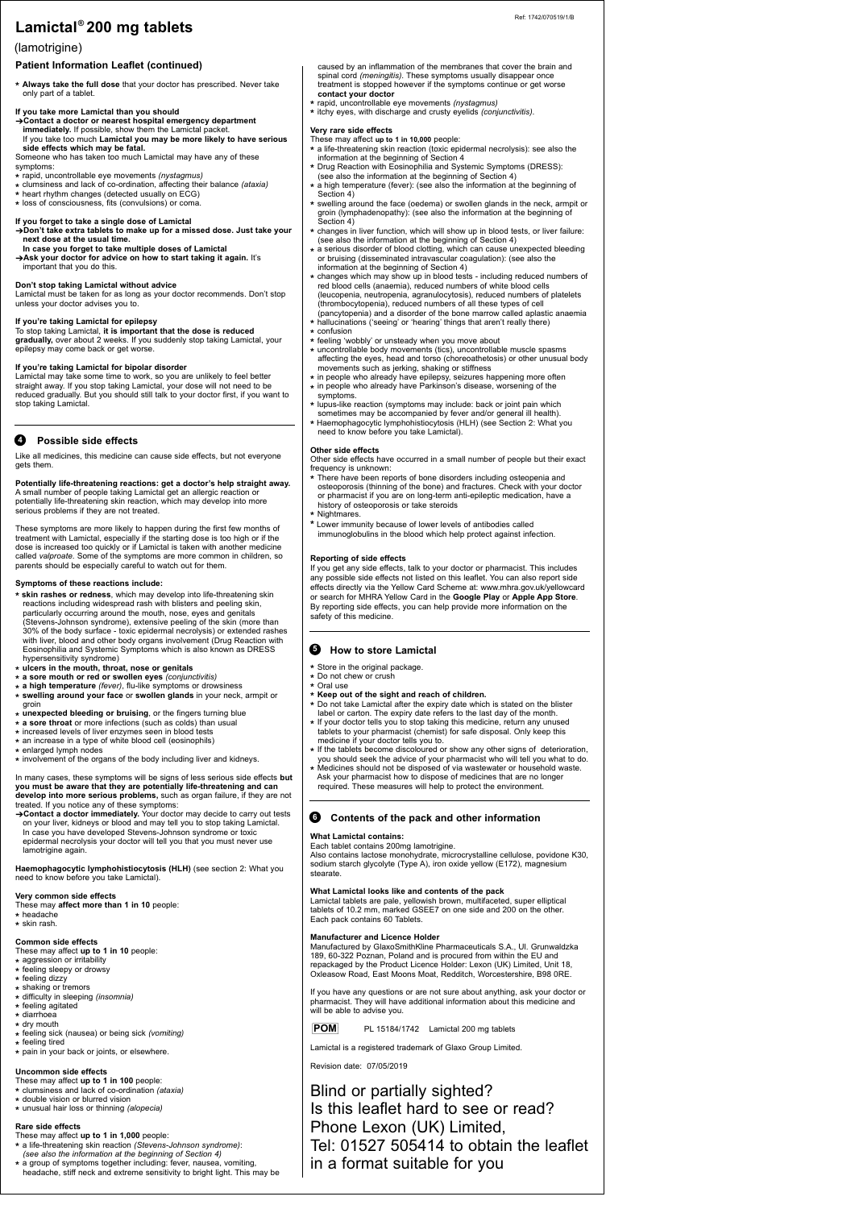# Lamictal® 200 mg tablets

(lamotrigine)

## Patient Information Leaflet (continued)

- **Always take the full dose** that your doctor has prescribed. Never take only part of a tablet.

**If you take more Lamictal than you should**

→**Contact a doctor or nearest hospital emergency department immediately.** If possible, show them the Lamictal packet.

If you take too much **Lamictal you may be more likely to have serious side effects which may be fatal.**

Someone who has taken too much Lamictal may have any of these symptoms:

- rapid, uncontrollable eye movements *(nystagmus)*
- clumsiness and lack of co-ordination, affecting their balance *(ataxia)*
- heart rhythm changes (detected usually on ECG)
- loss of consciousness, fits (convulsions) or coma.

**If you forget to take a single dose of Lamictal**

→**Don't take extra tablets to make up for a missed dose. Just take your next dose at the usual time.**

**In case you forget to take multiple doses of Lamictal**

→**Ask your doctor for advice on how to start taking it again.** It's important that you do this.

**Don't stop taking Lamictal without advice**

Lamictal must be taken for as long as your doctor recommends. Don't stop unless your doctor advises you to.

**If you're taking Lamictal for epilepsy**

To stop taking Lamictal, **it is important that the dose is reduced gradually,** over about 2 weeks. If you suddenly stop taking Lamictal, your epilepsy may come back or get worse.

**If you're taking Lamictal for bipolar disorder**

Lamictal may take some time to work, so you are unlikely to feel better straight away. If you stop taking Lamictal, your dose will not need to be reduced gradually. But you should still talk to your doctor first, if you want to stop taking Lamictal.

## 4 Possible side effects

Like all medicines, this medicine can cause side effects, but not everyone gets them.

**Potentially life-threatening reactions: get a doctor's help straight away.**

A small number of people taking Lamictal get an allergic reaction or potentially life-threatening skin reaction, which may develop into more serious problems if they are not treated.

These symptoms are more likely to happen during the first few months of treatment with Lamictal, especially if the starting dose is too high or if the dose is increased too quickly or if Lamictal is taken with another medicine called *valproate*. Some of the symptoms are more common in children, so parents should be especially careful to watch out for them.

**Symptoms of these reactions include:**

- **skin rashes or redness**, which may develop into life-threatening skin reactions including widespread rash with blisters and peeling skin, particularly occurring around the mouth, nose, eyes and genitals (Stevens-Johnson syndrome), extensive peeling of the skin (more than 30% of the body surface - toxic epidermal necrolysis) or extended rashes with liver, blood and other body organs involvement (Drug Reaction with Eosinophilia and Systemic Symptoms which is also known as DRESS hypersensitivity syndrome)
- **ulcers in the mouth, throat, nose or genitals**
- **a sore mouth or red or swollen eyes** *(conjunctivitis)*
- **a high temperature** *(fever)*, flu-like symptoms or drowsiness
- **swelling around your face** or **swollen glands** in your neck, armpit or groin
- **unexpected bleeding or bruising**, or the fingers turning blue
- **a sore throat** or more infections (such as colds) than usual
- increased levels of liver enzymes seen in blood tests
- an increase in a type of white blood cell (eosinophils)
- enlarged lymph nodes
- involvement of the organs of the body including liver and kidneys.

In many cases, these symptoms will be signs of less serious side effects **but you must be aware that they are potentially life-threatening and can develop into more serious problems,** such as organ failure, if they are not treated. If you notice any of these symptoms:

→**Contact a doctor immediately.** Your doctor may decide to carry out tests on your liver, kidneys or blood and may tell you to stop taking Lamictal. In case you have developed Stevens-Johnson syndrome or toxic epidermal necrolysis your doctor will tell you that you must never use lamotrigine again.

**Haemophagocytic lymphohistiocytosis (HLH)** (see section 2: What you need to know before you take Lamictal).

**Very common side effects**

These may **affect more than 1 in 10** people:

- headache
- skin rash.

**Common side effects**

These may affect **up to 1 in 10** people:

- aggression or irritability
- feeling sleepy or drowsy
- feeling dizzy
- shaking or tremors
- difficulty in sleeping *(insomnia)*
- feeling agitated
- diarrhoea
- dry mouth
- feeling sick (nausea) or being sick *(vomiting)*
- feeling tired
- pain in your back or joints, or elsewhere.

**Uncommon side effects**

These may affect **up to 1 in 100** people:

- clumsiness and lack of co-ordination *(ataxia)*
- double vision or blurred vision
- unusual hair loss or thinning *(alopecia)*

**Rare side effects**

These may affect **up to 1 in 1,000** people:

- a life-threatening skin reaction *(Stevens-Johnson syndrome)*: *(see also the information at the beginning of Section 4)*
- a group of symptoms together including: fever, nausea, vomiting, headache, stiff neck and extreme sensitivity to bright light. This may be caused by an inflammation of the membranes that cover the brain and spinal cord *(meningitis)*. These symptoms usually disappear once treatment is stopped however if the symptoms continue or get worse **contact your doctor**
- rapid, uncontrollable eye movements *(nystagmus)*
- itchy eyes, with discharge and crusty eyelids *(conjunctivitis)*.

**Very rare side effects**

These may affect **up to 1 in 10,000** people:

- a life-threatening skin reaction (toxic epidermal necrolysis): see also the information at the beginning of Section 4
- Drug Reaction with Eosinophilia and Systemic Symptoms (DRESS): (see also the information at the beginning of Section 4)
- a high temperature (fever): (see also the information at the beginning of Section 4)
- swelling around the face (oedema) or swollen glands in the neck, armpit or groin (lymphadenopathy): (see also the information at the beginning of Section 4)
- changes in liver function, which will show up in blood tests, or liver failure: (see also the information at the beginning of Section 4)
- a serious disorder of blood clotting, which can cause unexpected bleeding or bruising (disseminated intravascular coagulation): (see also the information at the beginning of Section 4)
- changes which may show up in blood tests - including reduced numbers of red blood cells (anaemia), reduced numbers of white blood cells (leucopenia, neutropenia, agranulocytosis), reduced numbers of platelets (thrombocytopenia), reduced numbers of all these types of cell (pancytopenia) and a disorder of the bone marrow called aplastic anaemia
- hallucinations ('seeing' or 'hearing' things that aren't really there)
- confusion
- feeling 'wobbly' or unsteady when you move about
- uncontrollable body movements (tics), uncontrollable muscle spasms affecting the eyes, head and torso (choreoathetosis) or other unusual body movements such as jerking, shaking or stiffness
- in people who already have epilepsy, seizures happening more often
- in people who already have Parkinson's disease, worsening of the symptoms.
- lupus-like reaction (symptoms may include: back or joint pain which sometimes may be accompanied by fever and/or general ill health).
- Haemophagocytic lymphohistiocytosis (HLH) (see Section 2: What you need to know before you take Lamictal).

**Other side effects**

Other side effects have occurred in a small number of people but their exact frequency is unknown:

- There have been reports of bone disorders including osteopenia and osteoporosis (thinning of the bone) and fractures. Check with your doctor or pharmacist if you are on long-term anti-epileptic medication, have a history of osteoporosis or take steroids
- Nightmares.
- Lower immunity because of lower levels of antibodies called immunoglobulins in the blood which help protect against infection.

**Reporting of side effects**

If you get any side effects, talk to your doctor or pharmacist. This includes any possible side effects not listed on this leaflet. You can also report side effects directly via the Yellow Card Scheme at: www.mhra.gov.uk/yellowcard or search for MHRA Yellow Card in the **Google Play** or **Apple App Store**. By reporting side effects, you can help provide more information on the safety of this medicine.

## 5 How to store Lamictal

- Store in the original package.
- Do not chew or crush
- Oral use
- **Keep out of the sight and reach of children.**
- Do not take Lamictal after the expiry date which is stated on the blister label or carton. The expiry date refers to the last day of the month.
- If your doctor tells you to stop taking this medicine, return any unused tablets to your pharmacist (chemist) for safe disposal. Only keep this medicine if your doctor tells you to.
- If the tablets become discoloured or show any other signs of deterioration, you should seek the advice of your pharmacist who will tell you what to do.
- Medicines should not be disposed of via wastewater or household waste. Ask your pharmacist how to dispose of medicines that are no longer required. These measures will help to protect the environment.

## 6 Contents of the pack and other information

**What Lamictal contains:**

Each tablet contains 200mg lamotrigine.

Also contains lactose monohydrate, microcrystalline cellulose, povidone K30, sodium starch glycolyte (Type A), iron oxide yellow (E172), magnesium stearate.

**What Lamictal looks like and contents of the pack**

Lamictal tablets are pale, yellowish brown, multifaceted, super elliptical tablets of 10.2 mm, marked GSEE7 on one side and 200 on the other. Each pack contains 60 Tablets.

**Manufacturer and Licence Holder**

Manufactured by GlaxoSmithKline Pharmaceuticals S.A., Ul. Grunwaldzka 189, 60-322 Poznan, Poland and is procured from within the EU and repackaged by the Product Licence Holder: Lexon (UK) Limited, Unit 18, Oxleasow Road, East Moons Moat, Redditch, Worcestershire, B98 0RE.

If you have any questions or are not sure about anything, ask your doctor or pharmacist. They will have additional information about this medicine and will be able to advise you.

**POM** PL 15184/1742 Lamictal 200 mg tablets

Lamictal is a registered trademark of Glaxo Group Limited.

Revision date: 07/05/2019

Blind or partially sighted?
Is this leaflet hard to see or read?
Phone Lexon (UK) Limited,
Tel: 01527 505414 to obtain the leaflet in a format suitable for you